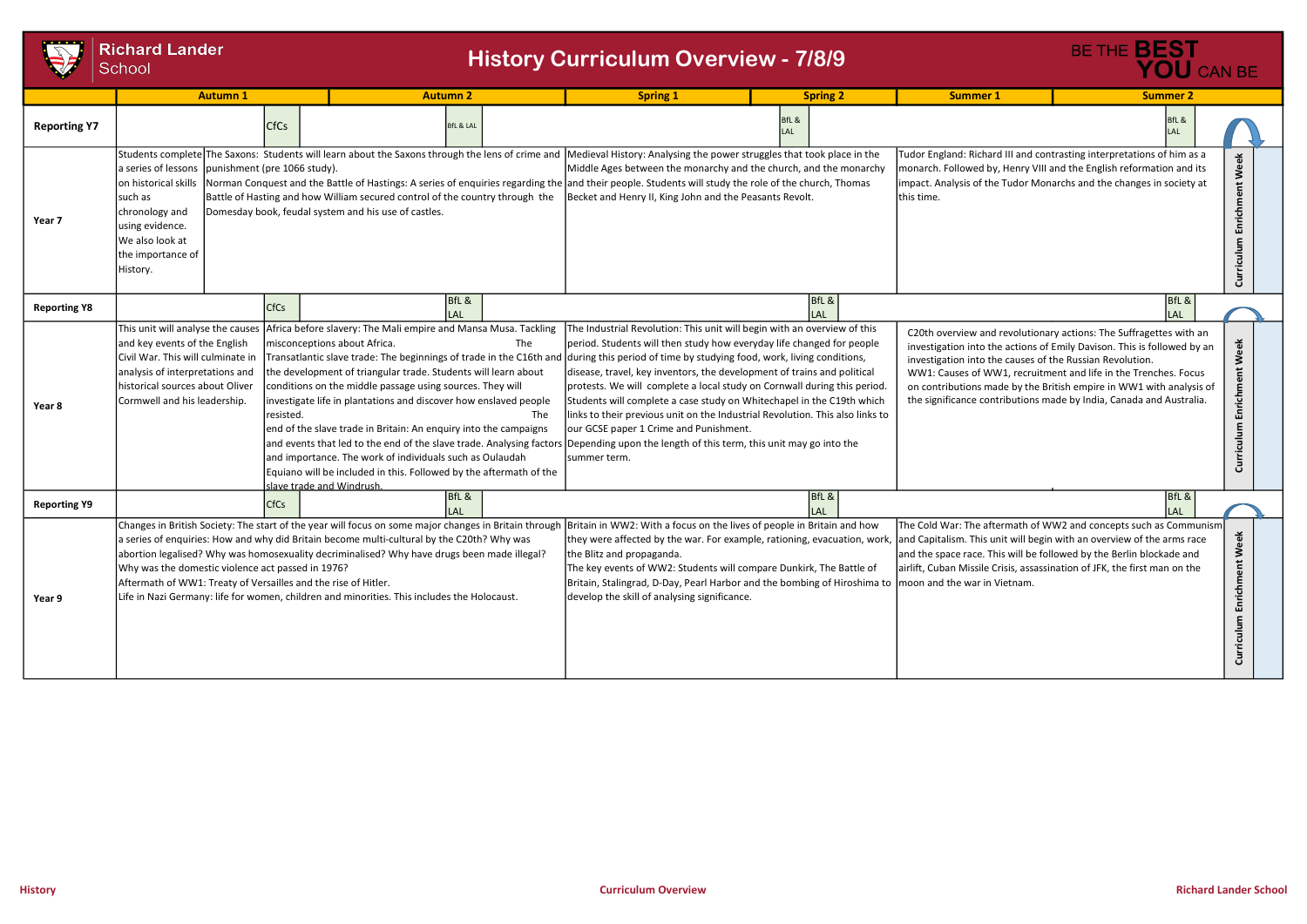# Richard Lander School

## History Curriculum Overview - 7/8/9

BE THE **BEST** **YOU** CAN BE

| | Autumn 1 | Autumn 2 | Spring 1 | Spring 2 | Summer 1 | Summer 2 | |
|---|---|---|---|---|---|---|---|
| **Reporting Y7** | CfCs | BfL & LAL | | BfL & LAL | | BfL & LAL | |
| **Year 7** | Students complete a series of lessons on historical skills such as chronology and using evidence. We also look at the importance of History. The Saxons: Students will learn about the Saxons through the lens of crime and punishment (pre 1066 study). Norman Conquest and the Battle of Hastings: A series of enquiries regarding the Battle of Hasting and how William secured control of the country through the Domesday book, feudal system and his use of castles. | | Medieval History: Analysing the power struggles that took place in the Middle Ages between the monarchy and the church, and the monarchy and their people. Students will study the role of the church, Thomas Becket and Henry II, King John and the Peasants Revolt. | | Tudor England: Richard III and contrasting interpretations of him as a monarch. Followed by, Henry VIII and the English reformation and its impact. Analysis of the Tudor Monarchs and the changes in society at this time. | | Curriculum Enrichment Week |
| **Reporting Y8** | CfCs | BfL & LAL | | BfL & LAL | | BfL & LAL | |
| **Year 8** | This unit will analyse the causes and key events of the English Civil War. This will culminate in analysis of interpretations and historical sources about Oliver Cormwell and his leadership. | Africa before slavery: The Mali empire and Mansa Musa. Tackling misconceptions about Africa. The Transatlantic slave trade: The beginnings of trade in the C16th and the development of triangular trade. Students will learn about conditions on the middle passage using sources. They will investigate life in plantations and discover how enslaved people resisted. The end of the slave trade in Britain: An enquiry into the campaigns and events that led to the end of the slave trade. Analysing factors and importance. The work of individuals such as Oulaudah Equiano will be included in this. Followed by the aftermath of the slave trade and Windrush. | The Industrial Revolution: This unit will begin with an overview of this period. Students will then study how everyday life changed for people during this period of time by studying food, work, living conditions, disease, travel, key inventors, the development of trains and political protests. We will complete a local study on Cornwall during this period. Students will complete a case study on Whitechapel in the C19th which links to their previous unit on the Industrial Revolution. This also links to our GCSE paper 1 Crime and Punishment. Depending upon the length of this term, this unit may go into the summer term. | | C20th overview and revolutionary actions: The Suffragettes with an investigation into the actions of Emily Davison. This is followed by an investigation into the causes of the Russian Revolution. WW1: Causes of WW1, recruitment and life in the Trenches. Focus on contributions made by the British empire in WW1 with analysis of the significance contributions made by India, Canada and Australia. | | Curriculum Enrichment Week |
| **Reporting Y9** | CfCs | BfL & LAL | | BfL & LAL | | BfL & LAL | |
| **Year 9** | Changes in British Society: The start of the year will focus on some major changes in Britain through a series of enquiries: How and why did Britain become multi-cultural by the C20th? Why was abortion legalised? Why was homosexuality decriminalised? Why have drugs been made illegal? Why was the domestic violence act passed in 1976? Aftermath of WW1: Treaty of Versailles and the rise of Hitler. Life in Nazi Germany: life for women, children and minorities. This includes the Holocaust. | | Britain in WW2: With a focus on the lives of people in Britain and how they were affected by the war. For example, rationing, evacuation, work, the Blitz and propaganda. The key events of WW2: Students will compare Dunkirk, The Battle of Britain, Stalingrad, D-Day, Pearl Harbor and the bombing of Hiroshima to develop the skill of analysing significance. | | The Cold War: The aftermath of WW2 and concepts such as Communism and Capitalism. This unit will begin with an overview of the arms race and the space race. This will be followed by the Berlin blockade and airlift, Cuban Missile Crisis, assassination of JFK, the first man on the moon and the war in Vietnam. | | Curriculum Enrichment Week |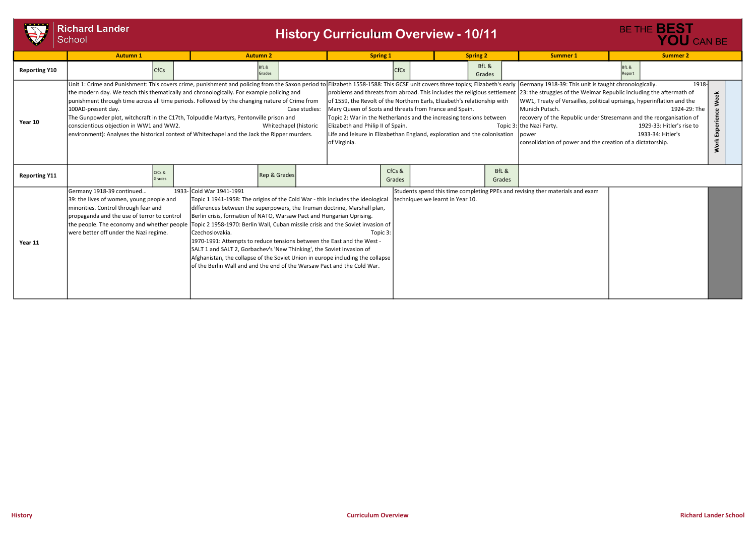# Richard Lander School

## History Curriculum Overview - 10/11

BE THE **BEST YOU** CAN BE

| | Autumn 1 | | Autumn 2 | | Spring 1 | | Spring 2 | | Summer 1 | Summer 2 | | |
|---|---|---|---|---|---|---|---|---|---|---|---|---|
| **Reporting Y10** | | CfCs | | BfL & Grades | | CfCs | | BfL & Grades | | BfL & Report | | |
| **Year 10** | Unit 1: Crime and Punishment: This covers crime, punishment and policing from the Saxon period to the modern day. We teach this thematically and chronologically. For example policing and punishment through time across all time periods. Followed by the changing nature of Crime from 100AD-present day. Case studies: The Gunpowder plot, witchcraft in the C17th, Tolpuddle Martyrs, Pentonville prison and conscientious objection in WW1 and WW2. Whitechapel (historic environment): Analyses the historical context of Whitechapel and the Jack the Ripper murders. | | | | Elizabeth 1558-1588: This GCSE unit covers three topics; Elizabeth's early problems and threats from abroad. This includes the religious settlement of 1559, the Revolt of the Northern Earls, Elizabeth's relationship with Mary Queen of Scots and threats from France and Spain. Topic 2: War in the Netherlands and the increasing tensions between Elizabeth and Philip II of Spain. Topic 3: Life and leisure in Elizabethan England, exploration and the colonisation of Virginia. | | | | Germany 1918-39: This unit is taught chronologically. 1918-23: the struggles of the Weimar Republic including the aftermath of WW1, Treaty of Versailles, political uprisings, hyperinflation and the Munich Putsch. 1924-29: The recovery of the Republic under Stresemann and the reorganisation of the Nazi Party. 1929-33: Hitler's rise to power 1933-34: Hitler's consolidation of power and the creation of a dictatorship. | | Work Experience Week | |
| **Reporting Y11** | | CfCs & Grades | | Rep & Grades | | CfCs & Grades | | BfL & Grades | | | | |
| **Year 11** | Germany 1918-39 continued... 1933-39: the lives of women, young people and minorities. Control through fear and propaganda and the use of terror to control the people. The economy and whether people were better off under the Nazi regime. | | Cold War 1941-1991 Topic 1 1941-1958: The origins of the Cold War - this includes the ideological differences between the superpowers, the Truman doctrine, Marshall plan, Berlin crisis, formation of NATO, Warsaw Pact and Hungarian Uprising. Topic 2 1958-1970: Berlin Wall, Cuban missile crisis and the Soviet invasion of Czechoslovakia. Topic 3: 1970-1991: Attempts to reduce tensions between the East and the West - SALT 1 and SALT 2, Gorbachev's 'New Thinking', the Soviet invasion of Afghanistan, the collapse of the Soviet Union in europe including the collapse of the Berlin Wall and the end of the Warsaw Pact and the Cold War. | | | | Students spend this time completing PPEs and revising ther materials and exam techniques we learnt in Year 10. | | | | | | |